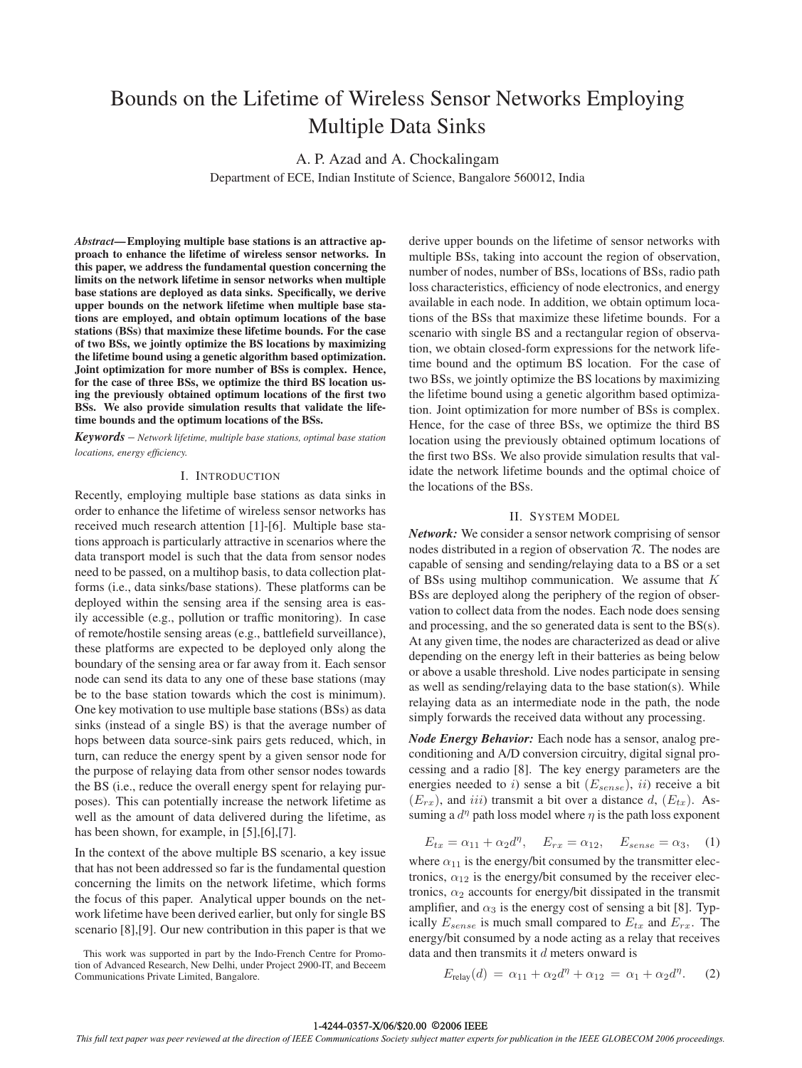# Bounds on the Lifetime of Wireless Sensor Networks Employing Multiple Data Sinks

A. P. Azad and A. Chockalingam

Department of ECE, Indian Institute of Science, Bangalore 560012, India

***Abstract*— Employing multiple base stations is an attractive approach to enhance the lifetime of wireless sensor networks. In this paper, we address the fundamental question concerning the limits on the network lifetime in sensor networks when multiple base stations are deployed as data sinks. Specifically, we derive upper bounds on the network lifetime when multiple base stations are employed, and obtain optimum locations of the base stations (BSs) that maximize these lifetime bounds. For the case of two BSs, we jointly optimize the BS locations by maximizing the lifetime bound using a genetic algorithm based optimization. Joint optimization for more number of BSs is complex. Hence, for the case of three BSs, we optimize the third BS location using the previously obtained optimum locations of the first two BSs. We also provide simulation results that validate the lifetime bounds and the optimum locations of the BSs.**

***Keywords*** – *Network lifetime, multiple base stations, optimal base station locations, energy efficiency.*

## I. Introduction

Recently, employing multiple base stations as data sinks in order to enhance the lifetime of wireless sensor networks has received much research attention [1]-[6]. Multiple base stations approach is particularly attractive in scenarios where the data transport model is such that the data from sensor nodes need to be passed, on a multihop basis, to data collection platforms (i.e., data sinks/base stations). These platforms can be deployed within the sensing area if the sensing area is easily accessible (e.g., pollution or traffic monitoring). In case of remote/hostile sensing areas (e.g., battlefield surveillance), these platforms are expected to be deployed only along the boundary of the sensing area or far away from it. Each sensor node can send its data to any one of these base stations (may be to the base station towards which the cost is minimum). One key motivation to use multiple base stations (BSs) as data sinks (instead of a single BS) is that the average number of hops between data source-sink pairs gets reduced, which, in turn, can reduce the energy spent by a given sensor node for the purpose of relaying data from other sensor nodes towards the BS (i.e., reduce the overall energy spent for relaying purposes). This can potentially increase the network lifetime as well as the amount of data delivered during the lifetime, as has been shown, for example, in [5],[6],[7].

In the context of the above multiple BS scenario, a key issue that has not been addressed so far is the fundamental question concerning the limits on the network lifetime, which forms the focus of this paper. Analytical upper bounds on the network lifetime have been derived earlier, but only for single BS scenario [8],[9]. Our new contribution in this paper is that we derive upper bounds on the lifetime of sensor networks with multiple BSs, taking into account the region of observation, number of nodes, number of BSs, locations of BSs, radio path loss characteristics, efficiency of node electronics, and energy available in each node. In addition, we obtain optimum locations of the BSs that maximize these lifetime bounds. For a scenario with single BS and a rectangular region of observation, we obtain closed-form expressions for the network lifetime bound and the optimum BS location. For the case of two BSs, we jointly optimize the BS locations by maximizing the lifetime bound using a genetic algorithm based optimization. Joint optimization for more number of BSs is complex. Hence, for the case of three BSs, we optimize the third BS location using the previously obtained optimum locations of the first two BSs. We also provide simulation results that validate the network lifetime bounds and the optimal choice of the locations of the BSs.

This work was supported in part by the Indo-French Centre for Promotion of Advanced Research, New Delhi, under Project 2900-IT, and Beceem Communications Private Limited, Bangalore.

## II. System Model

***Network:*** We consider a sensor network comprising of sensor nodes distributed in a region of observation $\mathcal{R}$. The nodes are capable of sensing and sending/relaying data to a BS or a set of BSs using multihop communication. We assume that $K$ BSs are deployed along the periphery of the region of observation to collect data from the nodes. Each node does sensing and processing, and the so generated data is sent to the BS(s). At any given time, the nodes are characterized as dead or alive depending on the energy left in their batteries as being below or above a usable threshold. Live nodes participate in sensing as well as sending/relaying data to the base station(s). While relaying data as an intermediate node in the path, the node simply forwards the received data without any processing.

***Node Energy Behavior:*** Each node has a sensor, analog preconditioning and A/D conversion circuitry, digital signal processing and a radio [8]. The key energy parameters are the energies needed to $i$) sense a bit ($E_{sense}$), $ii$) receive a bit ($E_{rx}$), and $iii$) transmit a bit over a distance $d$, ($E_{tx}$). Assuming a $d^\eta$ path loss model where $\eta$ is the path loss exponent

$$E_{tx} = \alpha_{11} + \alpha_2 d^\eta, \quad E_{rx} = \alpha_{12}, \quad E_{sense} = \alpha_3, \quad (1)$$

where $\alpha_{11}$ is the energy/bit consumed by the transmitter electronics, $\alpha_{12}$ is the energy/bit consumed by the receiver electronics, $\alpha_2$ accounts for energy/bit dissipated in the transmit amplifier, and $\alpha_3$ is the energy cost of sensing a bit [8]. Typically $E_{sense}$ is much small compared to $E_{tx}$ and $E_{rx}$. The energy/bit consumed by a node acting as a relay that receives data and then transmits it $d$ meters onward is

$$E_{\text{relay}}(d) = \alpha_{11} + \alpha_2 d^\eta + \alpha_{12} = \alpha_1 + \alpha_2 d^\eta. \quad (2)$$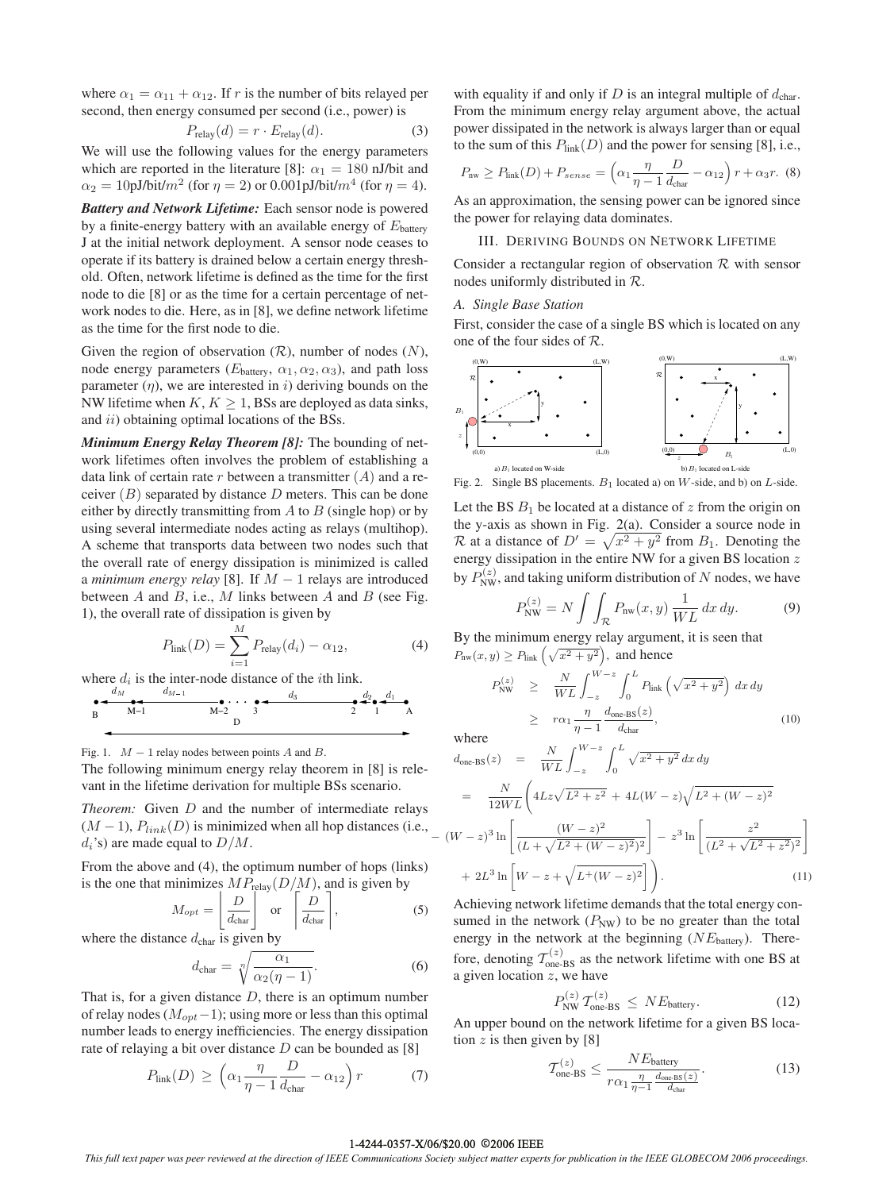where $\alpha_1 = \alpha_{11} + \alpha_{12}$. If $r$ is the number of bits relayed per second, then energy consumed per second (i.e., power) is

$$P_{\text{relay}}(d) = r \cdot E_{\text{relay}}(d). \tag{3}$$

We will use the following values for the energy parameters which are reported in the literature [8]: $\alpha_1 = 180$ nJ/bit and $\alpha_2 = 10$pJ/bit/$m^2$ (for $\eta = 2$) or 0.001pJ/bit/$m^4$ (for $\eta = 4$).

***Battery and Network Lifetime:*** Each sensor node is powered by a finite-energy battery with an available energy of $E_{\text{battery}}$ J at the initial network deployment. A sensor node ceases to operate if its battery is drained below a certain energy threshold. Often, network lifetime is defined as the time for the first node to die [8] or as the time for a certain percentage of network nodes to die. Here, as in [8], we define network lifetime as the time for the first node to die.

Given the region of observation ($\mathcal{R}$), number of nodes ($N$), node energy parameters ($E_{\text{battery}}$, $\alpha_1, \alpha_2, \alpha_3$), and path loss parameter ($\eta$), we are interested in $i$) deriving bounds on the NW lifetime when $K$, $K \geq 1$, BSs are deployed as data sinks, and $ii$) obtaining optimal locations of the BSs.

***Minimum Energy Relay Theorem [8]:*** The bounding of network lifetimes often involves the problem of establishing a data link of certain rate $r$ between a transmitter $(A)$ and a receiver $(B)$ separated by distance $D$ meters. This can be done either by directly transmitting from $A$ to $B$ (single hop) or by using several intermediate nodes acting as relays (multihop). A scheme that transports data between two nodes such that the overall rate of energy dissipation is minimized is called a *minimum energy relay* [8]. If $M-1$ relays are introduced between $A$ and $B$, i.e., $M$ links between $A$ and $B$ (see Fig. 1), the overall rate of dissipation is given by

$$P_{\text{link}}(D) = \sum_{i=1}^{M} P_{\text{relay}}(d_i) - \alpha_{12}, \tag{4}$$

where $d_i$ is the inter-node distance of the $i$th link.

Fig. 1. $M-1$ relay nodes between points $A$ and $B$.

The following minimum energy relay theorem in [8] is relevant in the lifetime derivation for multiple BSs scenario.

*Theorem:* Given $D$ and the number of intermediate relays $(M-1)$, $P_{link}(D)$ is minimized when all hop distances (i.e., $d_i$'s) are made equal to $D/M$.

From the above and (4), the optimum number of hops (links) is the one that minimizes $MP_{\text{relay}}(D/M)$, and is given by

$$M_{opt} = \left\lfloor \frac{D}{d_{\text{char}}} \right\rfloor \quad \text{or} \quad \left\lceil \frac{D}{d_{\text{char}}} \right\rceil, \tag{5}$$

where the distance $d_{\text{char}}$ is given by

$$d_{\text{char}} = \sqrt[\eta]{\frac{\alpha_1}{\alpha_2(\eta-1)}}. \tag{6}$$

That is, for a given distance $D$, there is an optimum number of relay nodes ($M_{opt}-1$); using more or less than this optimal number leads to energy inefficiencies. The energy dissipation rate of relaying a bit over distance $D$ can be bounded as [8]

$$P_{\text{link}}(D) \geq \left(\alpha_1 \frac{\eta}{\eta-1} \frac{D}{d_{\text{char}}} - \alpha_{12}\right) r \tag{7}$$

with equality if and only if $D$ is an integral multiple of $d_{\text{char}}$. From the minimum energy relay argument above, the actual power dissipated in the network is always larger than or equal to the sum of this $P_{\text{link}}(D)$ and the power for sensing [8], i.e.,

$$P_{\text{nw}} \geq P_{\text{link}}(D) + P_{sense} = \left(\alpha_1 \frac{\eta}{\eta-1} \frac{D}{d_{\text{char}}} - \alpha_{12}\right) r + \alpha_3 r. \tag{8}$$

As an approximation, the sensing power can be ignored since the power for relaying data dominates.

## III. Deriving Bounds on Network Lifetime

Consider a rectangular region of observation $\mathcal{R}$ with sensor nodes uniformly distributed in $\mathcal{R}$.

### A. Single Base Station

First, consider the case of a single BS which is located on any one of the four sides of $\mathcal{R}$.

a) $B_1$ located on W-side b) $B_1$ located on L-side

Fig. 2. Single BS placements. $B_1$ located a) on $W$-side, and b) on $L$-side.

Let the BS $B_1$ be located at a distance of $z$ from the origin on the y-axis as shown in Fig. 2(a). Consider a source node in $\mathcal{R}$ at a distance of $D' = \sqrt{x^2+y^2}$ from $B_1$. Denoting the energy dissipation in the entire NW for a given BS location $z$ by $P_{\text{NW}}^{(z)}$, and taking uniform distribution of $N$ nodes, we have

$$P_{\text{NW}}^{(z)} = N \int\int_{\mathcal{R}} P_{\text{nw}}(x,y) \frac{1}{WL}\, dx\, dy. \tag{9}$$

By the minimum energy relay argument, it is seen that $P_{\text{nw}}(x,y) \geq P_{\text{link}}\left(\sqrt{x^2+y^2}\right)$, and hence

$$\begin{aligned} P_{\text{NW}}^{(z)} &\geq \frac{N}{WL} \int_{-z}^{W-z} \int_0^L P_{\text{link}}\left(\sqrt{x^2+y^2}\right) dx\, dy \\ &\geq r\alpha_1 \frac{\eta}{\eta-1} \frac{d_{\text{one-BS}}(z)}{d_{\text{char}}}, \end{aligned} \tag{10}$$

where

$$\begin{aligned} d_{\text{one-BS}}(z) &= \frac{N}{WL} \int_{-z}^{W-z} \int_0^L \sqrt{x^2+y^2}\, dx\, dy \\ &= \frac{N}{12WL} \Bigg( 4Lz\sqrt{L^2+z^2} + 4L(W-z)\sqrt{L^2+(W-z)^2} \\ &\quad - (W-z)^3 \ln\left[\frac{(W-z)^2}{(L+\sqrt{L^2+(W-z)^2})^2}\right] - z^3 \ln\left[\frac{z^2}{(L^2+\sqrt{L^2+z^2})^2}\right] \\ &\quad + 2L^3 \ln\left[W-z+\sqrt{L^+(W-z)^2}\right] \Bigg). \end{aligned} \tag{11}$$

Achieving network lifetime demands that the total energy consumed in the network ($P_{\text{NW}}$) to be no greater than the total energy in the network at the beginning ($NE_{\text{battery}}$). Therefore, denoting $\mathcal{T}_{\text{one-BS}}^{(z)}$ as the network lifetime with one BS at a given location $z$, we have

$$P_{\text{NW}}^{(z)} \mathcal{T}_{\text{one-BS}}^{(z)} \leq NE_{\text{battery}}. \tag{12}$$

An upper bound on the network lifetime for a given BS location $z$ is then given by [8]

$$\mathcal{T}_{\text{one-BS}}^{(z)} \leq \frac{NE_{\text{battery}}}{r\alpha_1 \frac{\eta}{\eta-1} \frac{d_{\text{one-BS}}(z)}{d_{\text{char}}}}. \tag{13}$$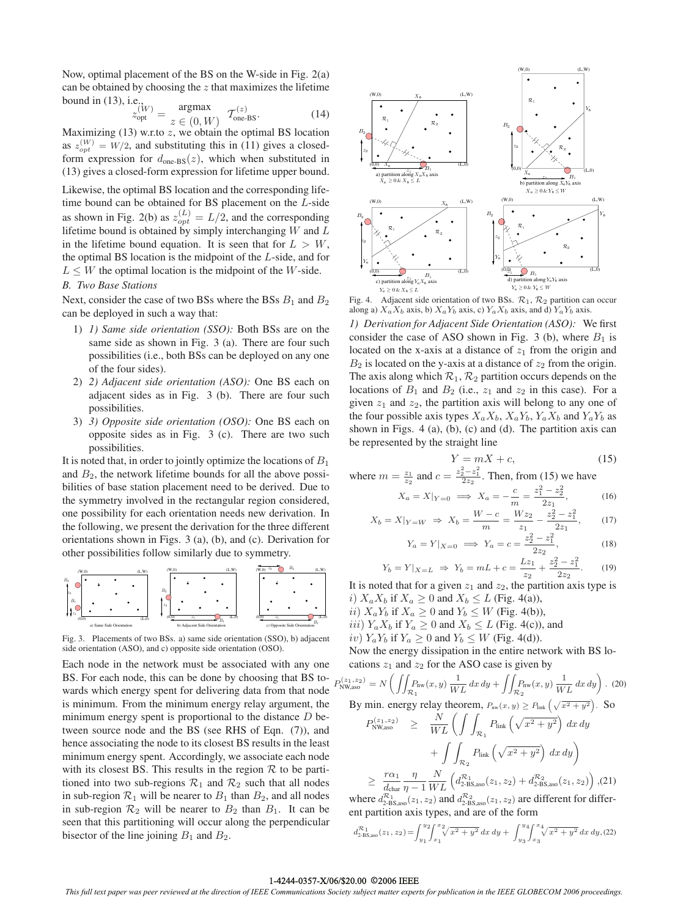Now, optimal placement of the BS on the W-side in Fig. 2(a) can be obtained by choosing the $z$ that maximizes the lifetime bound in (13), i.e.,

$$z_{\text{opt}}^{(W)} = \underset{z \in (0, W)}{\text{argmax}} \quad \mathcal{T}_{\text{one-BS}}^{(z)}. \tag{14}$$

Maximizing (13) w.r.to $z$, we obtain the optimal BS location as $z_{opt}^{(W)} = W/2$, and substituting this in (11) gives a closed-form expression for $d_{\text{one-BS}}(z)$, which when substituted in (13) gives a closed-form expression for lifetime upper bound.

Likewise, the optimal BS location and the corresponding lifetime bound can be obtained for BS placement on the $L$-side as shown in Fig. 2(b) as $z_{opt}^{(L)} = L/2$, and the corresponding lifetime bound is obtained by simply interchanging $W$ and $L$ in the lifetime bound equation. It is seen that for $L > W$, the optimal BS location is the midpoint of the $L$-side, and for $L \leq W$ the optimal location is the midpoint of the $W$-side.

### *B. Two Base Stations*

Next, consider the case of two BSs where the BSs $B_1$ and $B_2$ can be deployed in such a way that:

1) *1) Same side orientation (SSO):* Both BSs are on the same side as shown in Fig. 3 (a). There are four such possibilities (i.e., both BSs can be deployed on any one of the four sides).
2) *2) Adjacent side orientation (ASO):* One BS each on adjacent sides as in Fig. 3 (b). There are four such possibilities.
3) *3) Opposite side orientation (OSO):* One BS each on opposite sides as in Fig. 3 (c). There are two such possibilities.

It is noted that, in order to jointly optimize the locations of $B_1$ and $B_2$, the network lifetime bounds for all the above possibilities of base station placement need to be derived. Due to the symmetry involved in the rectangular region considered, one possibility for each orientation needs new derivation. In the following, we present the derivation for the three different orientations shown in Figs. 3 (a), (b), and (c). Derivation for other possibilities follow similarly due to symmetry.

Fig. 3. Placements of two BSs. a) same side orientation (SSO), b) adjacent side orientation (ASO), and c) opposite side orientation (OSO).

Each node in the network must be associated with any one BS. For each node, this can be done by choosing that BS towards which energy spent for delivering data from that node is minimum. From the minimum energy relay argument, the minimum energy spent is proportional to the distance $D$ between source node and the BS (see RHS of Eqn. (7)), and hence associating the node to its closest BS results in the least minimum energy spent. Accordingly, we associate each node with its closest BS. This results in the region $\mathcal{R}$ to be partitioned into two sub-regions $\mathcal{R}_1$ and $\mathcal{R}_2$ such that all nodes in sub-region $\mathcal{R}_1$ will be nearer to $B_1$ than $B_2$, and all nodes in sub-region $\mathcal{R}_2$ will be nearer to $B_2$ than $B_1$. It can be seen that this partitioning will occur along the perpendicular bisector of the line joining $B_1$ and $B_2$.

Fig. 4. Adjacent side orientation of two BSs. $\mathcal{R}_1$, $\mathcal{R}_2$ partition can occur along a) $X_aX_b$ axis, b) $X_aY_b$ axis, c) $Y_aX_b$ axis, and d) $Y_aY_b$ axis.

*1) Derivation for Adjacent Side Orientation (ASO):* We first consider the case of ASO shown in Fig. 3 (b), where $B_1$ is located on the x-axis at a distance of $z_1$ from the origin and $B_2$ is located on the y-axis at a distance of $z_2$ from the origin. The axis along which $\mathcal{R}_1$, $\mathcal{R}_2$ partition occurs depends on the locations of $B_1$ and $B_2$ (i.e., $z_1$ and $z_2$ in this case). For a given $z_1$ and $z_2$, the partition axis will belong to any one of the four possible axis types $X_aX_b$, $X_aY_b$, $Y_aX_b$ and $Y_aY_b$ as shown in Figs. 4 (a), (b), (c) and (d). The partition axis can be represented by the straight line

$$Y = mX + c, \tag{15}$$

where $m = \frac{z_1}{z_2}$ and $c = \frac{z_2^2 - z_1^2}{2z_2}$. Then, from (15) we have

$$X_a = X|_{Y=0} \implies X_a = -\frac{c}{m} = \frac{z_1^2 - z_2^2}{2z_1}, \tag{16}$$

$$X_b = X|_{Y=W} \Rightarrow X_b = \frac{W-c}{m} = \frac{Wz_2}{z_1} - \frac{z_2^2 - z_1^2}{2z_1}, \tag{17}$$

$$Y_a = Y|_{X=0} \implies Y_a = c = \frac{z_2^2 - z_1^2}{2z_2}, \tag{18}$$

$$Y_b = Y|_{X=L} \Rightarrow Y_b = mL + c = \frac{Lz_1}{z_2} + \frac{z_2^2 - z_1^2}{2z_2}. \tag{19}$$

It is noted that for a given $z_1$ and $z_2$, the partition axis type is
$i)$ $X_aX_b$ if $X_a \geq 0$ and $X_b \leq L$ (Fig. 4(a)),
$ii)$ $X_aY_b$ if $X_a \geq 0$ and $Y_b \leq W$ (Fig. 4(b)),
$iii)$ $Y_aX_b$ if $Y_a \geq 0$ and $X_b \leq L$ (Fig. 4(c)), and
$iv)$ $Y_aY_b$ if $Y_a \geq 0$ and $Y_b \leq W$ (Fig. 4(d)).

Now the energy dissipation in the entire network with BS locations $z_1$ and $z_2$ for the ASO case is given by

$$P_{\text{NW,aso}}^{(z_1,z_2)} = N\left(\iint_{\mathcal{R}_1} P_{\text{nw}}(x,y)\,\frac{1}{WL}\,dx\,dy + \iint_{\mathcal{R}_2} P_{\text{nw}}(x,y)\,\frac{1}{WL}\,dx\,dy\right). \tag{20}$$

By min. energy relay theorem, $P_{\text{nw}}(x,y) \geq P_{\text{link}}\left(\sqrt{x^2+y^2}\right)$. So

$$\begin{aligned} P_{\text{NW,aso}}^{(z_1,z_2)} &\geq \frac{N}{WL}\left(\int\int_{\mathcal{R}_1} P_{\text{link}}\left(\sqrt{x^2+y^2}\right)\,dx\,dy \right. \\ &\quad \left. + \int\int_{\mathcal{R}_2} P_{\text{link}}\left(\sqrt{x^2+y^2}\right)\,dx\,dy\right) \\ &\geq \frac{r\alpha_1}{d_{\text{char}}}\frac{\eta}{\eta-1}\frac{N}{WL}\left(d_{\text{2-BS,aso}}^{\mathcal{R}_1}(z_1,z_2) + d_{\text{2-BS,aso}}^{\mathcal{R}_2}(z_1,z_2)\right), \end{aligned} \tag{21}$$

where $d_{\text{2-BS,aso}}^{\mathcal{R}_1}(z_1,z_2)$ and $d_{\text{2-BS,aso}}^{\mathcal{R}_2}(z_1,z_2)$ are different for different partition axis types, and are of the form

$$d_{\text{2-BS,aso}}^{\mathcal{R}_1}(z_1,z_2) = \int_{y_1}^{y_2}\int_{x_1}^{x_2}\sqrt{x^2+y^2}\,dx\,dy + \int_{y_3}^{y_4}\int_{x_3}^{x_4}\sqrt{x^2+y^2}\,dx\,dy, \tag{22}$$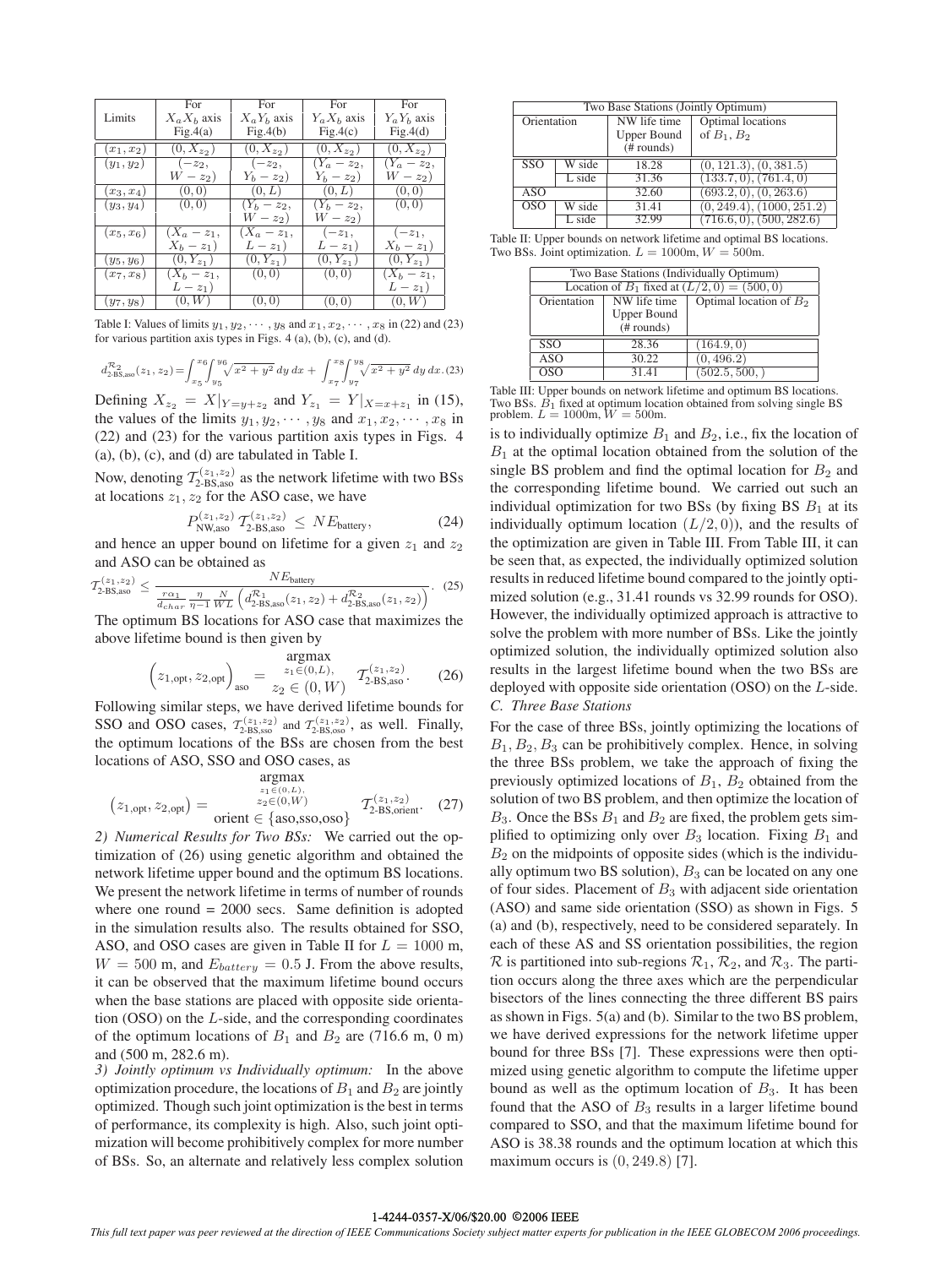| Limits | For $X_aX_b$ axis Fig.4(a) | For $X_aY_b$ axis Fig.4(b) | For $Y_aX_b$ axis Fig.4(c) | For $Y_aY_b$ axis Fig.4(d) |
|---|---|---|---|---|
| $(x_1, x_2)$ | $(0, X_{z_2})$ | $(0, X_{z_2})$ | $(0, X_{z_2})$ | $(0, X_{z_2})$ |
| $(y_1, y_2)$ | $(-z_2, W - z_2)$ | $(-z_2, Y_b - z_2)$ | $(Y_a - z_2, Y_b - z_2)$ | $(Y_a - z_2, W - z_2)$ |
| $(x_3, x_4)$ | $(0, 0)$ | $(0, L)$ | $(0, L)$ | $(0, 0)$ |
| $(y_3, y_4)$ | $(0, 0)$ | $(Y_b - z_2, W - z_2)$ | $(Y_b - z_2, W - z_2)$ | $(0, 0)$ |
| $(x_5, x_6)$ | $(X_a - z_1, X_b - z_1)$ | $(X_a - z_1, L - z_1)$ | $(-z_1, L - z_1)$ | $(-z_1, X_b - z_1)$ |
| $(y_5, y_6)$ | $(0, Y_{z_1})$ | $(0, Y_{z_1})$ | $(0, Y_{z_1})$ | $(0, Y_{z_1})$ |
| $(x_7, x_8)$ | $(X_b - z_1, L - z_1)$ | $(0, 0)$ | $(0, 0)$ | $(X_b - z_1, L - z_1)$ |
| $(y_7, y_8)$ | $(0, W)$ | $(0, 0)$ | $(0, 0)$ | $(0, W)$ |

Table I: Values of limits $y_1, y_2, \cdots, y_8$ and $x_1, x_2, \cdots, x_8$ in (22) and (23) for various partition axis types in Figs. 4 (a), (b), (c), and (d).

$$d^{\mathcal{R}_2}_{\text{2-BS,aso}}(z_1, z_2) = \int_{x_5}^{x_6}\int_{y_5}^{y_6}\sqrt{x^2+y^2}\,dy\,dx + \int_{x_7}^{x_8}\int_{y_7}^{y_8}\sqrt{x^2+y^2}\,dy\,dx. \quad (23)$$

Defining $X_{z_2} = X|_{Y=y+z_2}$ and $Y_{z_1} = Y|_{X=x+z_1}$ in (15), the values of the limits $y_1, y_2, \cdots, y_8$ and $x_1, x_2, \cdots, x_8$ in (22) and (23) for the various partition axis types in Figs. 4 (a), (b), (c), and (d) are tabulated in Table I.

Now, denoting $\mathcal{T}^{(z_1,z_2)}_{\text{2-BS,aso}}$ as the network lifetime with two BSs at locations $z_1, z_2$ for the ASO case, we have

$$P^{(z_1,z_2)}_{\text{NW,aso}}\,\mathcal{T}^{(z_1,z_2)}_{\text{2-BS,aso}} \leq NE_{\text{battery}}, \quad (24)$$

and hence an upper bound on lifetime for a given $z_1$ and $z_2$ and ASO can be obtained as

$$\mathcal{T}^{(z_1,z_2)}_{\text{2-BS,aso}} \leq \frac{NE_{\text{battery}}}{\frac{r\alpha_1}{d_{char}}\frac{\eta}{\eta-1}\frac{N}{WL}\left(d^{\mathcal{R}_1}_{\text{2-BS,aso}}(z_1,z_2) + d^{\mathcal{R}_2}_{\text{2-BS,aso}}(z_1,z_2)\right)}. \quad (25)$$

The optimum BS locations for ASO case that maximizes the above lifetime bound is then given by

$$\left(z_{1,\text{opt}}, z_{2,\text{opt}}\right)_{\text{aso}} = \underset{\substack{z_1 \in (0,L),\\ z_2 \in (0,W)}}{\text{argmax}} \; \mathcal{T}^{(z_1,z_2)}_{\text{2-BS,aso}}. \quad (26)$$

Following similar steps, we have derived lifetime bounds for SSO and OSO cases, $\mathcal{T}^{(z_1,z_2)}_{\text{2-BS,sso}}$ and $\mathcal{T}^{(z_1,z_2)}_{\text{2-BS,oso}}$, as well. Finally, the optimum locations of the BSs are chosen from the best locations of ASO, SSO and OSO cases, as

$$\left(z_{1,\text{opt}}, z_{2,\text{opt}}\right) = \underset{\substack{z_1 \in (0,L),\\ z_2 \in (0,W)\\ \text{orient} \in \{\text{aso,sso,oso}\}}}{\text{argmax}} \; \mathcal{T}^{(z_1,z_2)}_{\text{2-BS,orient}}. \quad (27)$$

*2) Numerical Results for Two BSs:* We carried out the optimization of (26) using genetic algorithm and obtained the network lifetime upper bound and the optimum BS locations. We present the network lifetime in terms of number of rounds where one round = 2000 secs. Same definition is adopted in the simulation results also. The results obtained for SSO, ASO, and OSO cases are given in Table II for $L = 1000$ m, $W = 500$ m, and $E_{battery} = 0.5$ J. From the above results, it can be observed that the maximum lifetime bound occurs when the base stations are placed with opposite side orientation (OSO) on the $L$-side, and the corresponding coordinates of the optimum locations of $B_1$ and $B_2$ are (716.6 m, 0 m) and (500 m, 282.6 m).

*3) Jointly optimum vs Individually optimum:* In the above optimization procedure, the locations of $B_1$ and $B_2$ are jointly optimized. Though such joint optimization is the best in terms of performance, its complexity is high. Also, such joint optimization will become prohibitively complex for more number of BSs. So, an alternate and relatively less complex solution

| Two Base Stations (Jointly Optimum) | | | |
|---|---|---|---|
| Orientation | | NW life time Upper Bound (# rounds) | Optimal locations of $B_1, B_2$ |
| SSO | W side | 18.28 | $(0, 121.3), (0, 381.5)$ |
| | L side | 31.36 | $(133.7, 0), (761.4, 0)$ |
| ASO | | 32.60 | $(693.2, 0), (0, 263.6)$ |
| OSO | W side | 31.41 | $(0, 249.4), (1000, 251.2)$ |
| | L side | 32.99 | $(716.6, 0), (500, 282.6)$ |

Table II: Upper bounds on network lifetime and optimal BS locations. Two BSs. Joint optimization. $L = 1000$m, $W = 500$m.

| Two Base Stations (Individually Optimum) | | |
|---|---|---|
| Location of $B_1$ fixed at $(L/2, 0) = (500, 0)$ | | |
| Orientation | NW life time Upper Bound (# rounds) | Optimal location of $B_2$ |
| SSO | 28.36 | $(164.9, 0)$ |
| ASO | 30.22 | $(0, 496.2)$ |
| OSO | 31.41 | $(502.5, 500, )$ |

Table III: Upper bounds on network lifetime and optimum BS locations. Two BSs. $B_1$ fixed at optimum location obtained from solving single BS problem. $L = 1000$m, $W = 500$m.

is to individually optimize $B_1$ and $B_2$, i.e., fix the location of $B_1$ at the optimal location obtained from the solution of the single BS problem and find the optimal location for $B_2$ and the corresponding lifetime bound. We carried out such an individual optimization for two BSs (by fixing BS $B_1$ at its individually optimum location $(L/2, 0)$), and the results of the optimization are given in Table III. From Table III, it can be seen that, as expected, the individually optimized solution results in reduced lifetime bound compared to the jointly optimized solution (e.g., 31.41 rounds vs 32.99 rounds for OSO). However, the individually optimized approach is attractive to solve the problem with more number of BSs. Like the jointly optimized solution, the individually optimized solution also results in the largest lifetime bound when the two BSs are deployed with opposite side orientation (OSO) on the $L$-side.

### *C. Three Base Stations*

For the case of three BSs, jointly optimizing the locations of $B_1, B_2, B_3$ can be prohibitively complex. Hence, in solving the three BSs problem, we take the approach of fixing the previously optimized locations of $B_1$, $B_2$ obtained from the solution of two BS problem, and then optimize the location of $B_3$. Once the BSs $B_1$ and $B_2$ are fixed, the problem gets simplified to optimizing only over $B_3$ location. Fixing $B_1$ and $B_2$ on the midpoints of opposite sides (which is the individually optimum two BS solution), $B_3$ can be located on any one of four sides. Placement of $B_3$ with adjacent side orientation (ASO) and same side orientation (SSO) as shown in Figs. 5 (a) and (b), respectively, need to be considered separately. In each of these AS and SS orientation possibilities, the region $\mathcal{R}$ is partitioned into sub-regions $\mathcal{R}_1$, $\mathcal{R}_2$, and $\mathcal{R}_3$. The partition occurs along the three axes which are the perpendicular bisectors of the lines connecting the three different BS pairs as shown in Figs. 5(a) and (b). Similar to the two BS problem, we have derived expressions for the network lifetime upper bound for three BSs [7]. These expressions were then optimized using genetic algorithm to compute the lifetime upper bound as well as the optimum location of $B_3$. It has been found that the ASO of $B_3$ results in a larger lifetime bound compared to SSO, and that the maximum lifetime bound for ASO is 38.38 rounds and the optimum location at which this maximum occurs is $(0, 249.8)$ [7].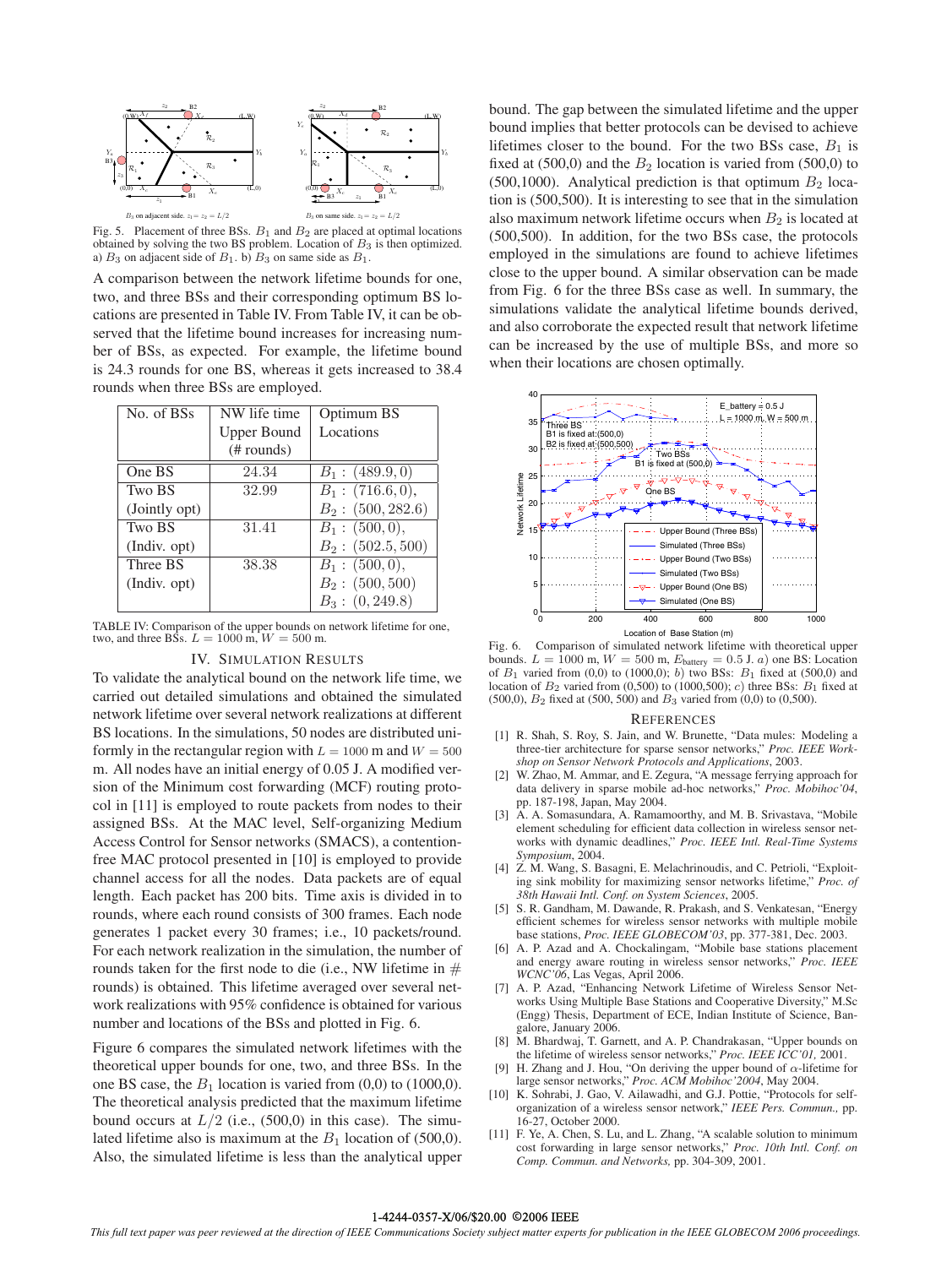$B_3$ on adjacent side. $z_1 = z_2 = L/2$

$B_3$ on same side. $z_1 = z_2 = L/2$

Fig. 5. Placement of three BSs. $B_1$ and $B_2$ are placed at optimal locations obtained by solving the two BS problem. Location of $B_3$ is then optimized. a) $B_3$ on adjacent side of $B_1$. b) $B_3$ on same side as $B_1$.

A comparison between the network lifetime bounds for one, two, and three BSs and their corresponding optimum BS locations are presented in Table IV. From Table IV, it can be observed that the lifetime bound increases for increasing number of BSs, as expected. For example, the lifetime bound is 24.3 rounds for one BS, whereas it gets increased to 38.4 rounds when three BSs are employed.

| No. of BSs | NW life time Upper Bound (# rounds) | Optimum BS Locations |
|---|---|---|
| One BS | 24.34 | $B_1$ : (489.9, 0) |
| Two BS (Jointly opt) | 32.99 | $B_1$ : (716.6, 0), $B_2$ : (500, 282.6) |
| Two BS (Indiv. opt) | 31.41 | $B_1$ : (500, 0), $B_2$ : (502.5, 500) |
| Three BS (Indiv. opt) | 38.38 | $B_1$ : (500, 0), $B_2$ : (500, 500) $B_3$ : (0, 249.8) |

TABLE IV: Comparison of the upper bounds on network lifetime for one, two, and three BSs. $L = 1000$ m, $W = 500$ m.

## IV. Simulation Results

To validate the analytical bound on the network life time, we carried out detailed simulations and obtained the simulated network lifetime over several network realizations at different BS locations. In the simulations, 50 nodes are distributed uniformly in the rectangular region with $L = 1000$ m and $W = 500$ m. All nodes have an initial energy of 0.05 J. A modified version of the Minimum cost forwarding (MCF) routing protocol in [11] is employed to route packets from nodes to their assigned BSs. At the MAC level, Self-organizing Medium Access Control for Sensor networks (SMACS), a contention-free MAC protocol presented in [10] is employed to provide channel access for all the nodes. Data packets are of equal length. Each packet has 200 bits. Time axis is divided in to rounds, where each round consists of 300 frames. Each node generates 1 packet every 30 frames; i.e., 10 packets/round. For each network realization in the simulation, the number of rounds taken for the first node to die (i.e., NW lifetime in # rounds) is obtained. This lifetime averaged over several network realizations with 95% confidence is obtained for various number and locations of the BSs and plotted in Fig. 6.

Figure 6 compares the simulated network lifetimes with the theoretical upper bounds for one, two, and three BSs. In the one BS case, the $B_1$ location is varied from (0,0) to (1000,0). The theoretical analysis predicted that the maximum lifetime bound occurs at $L/2$ (i.e., (500,0) in this case). The simulated lifetime also is maximum at the $B_1$ location of (500,0). Also, the simulated lifetime is less than the analytical upper bound. The gap between the simulated lifetime and the upper bound implies that better protocols can be devised to achieve lifetimes closer to the bound. For the two BSs case, $B_1$ is fixed at (500,0) and the $B_2$ location is varied from (500,0) to (500,1000). Analytical prediction is that optimum $B_2$ location is (500,500). It is interesting to see that in the simulation also maximum network lifetime occurs when $B_2$ is located at (500,500). In addition, for the two BSs case, the protocols employed in the simulations are found to achieve lifetimes close to the upper bound. A similar observation can be made from Fig. 6 for the three BSs case as well. In summary, the simulations validate the analytical lifetime bounds derived, and also corroborate the expected result that network lifetime can be increased by the use of multiple BSs, and more so when their locations are chosen optimally.

E_battery = 0.5 J
L = 1000 m, W = 500 m
Three BS
B1 is fixed at (500,0)
B2 is fixed at (500,500)
Two BSs
B1 is fixed at (500,0)
One BS
Upper Bound (Three BSs)
Simulated (Three BSs)
Upper Bound (Two BSs)
Simulated (Two BSs)
Upper Bound (One BS)
Simulated (One BS)
Network Lifetime
Location of Base Station (m)
0 200 400 600 800 1000
0 5 10 15 20 25 30 35 40

Fig. 6. Comparison of simulated network lifetime with theoretical upper bounds. $L = 1000$ m, $W = 500$ m, $E_{\text{battery}} = 0.5$ J. $a)$ one BS: Location of $B_1$ varied from (0,0) to (1000,0); $b)$ two BSs: $B_1$ fixed at (500,0) and location of $B_2$ varied from (0,500) to (1000,500); $c)$ three BSs: $B_1$ fixed at (500,0), $B_2$ fixed at (500, 500) and $B_3$ varied from (0,0) to (0,500).

## References

[1] R. Shah, S. Roy, S. Jain, and W. Brunette, "Data mules: Modeling a three-tier architecture for sparse sensor networks," *Proc. IEEE Workshop on Sensor Network Protocols and Applications*, 2003.

[2] W. Zhao, M. Ammar, and E. Zegura, "A message ferrying approach for data delivery in sparse mobile ad-hoc networks," *Proc. Mobihoc'04*, pp. 187-198, Japan, May 2004.

[3] A. A. Somasundara, A. Ramamoorthy, and M. B. Srivastava, "Mobile element scheduling for efficient data collection in wireless sensor networks with dynamic deadlines," *Proc. IEEE Intl. Real-Time Systems Symposium*, 2004.

[4] Z. M. Wang, S. Basagni, E. Melachrinoudis, and C. Petrioli, "Exploiting sink mobility for maximizing sensor networks lifetime," *Proc. of 38th Hawaii Intl. Conf. on System Sciences*, 2005.

[5] S. R. Gandham, M. Dawande, R. Prakash, and S. Venkatesan, "Energy efficient schemes for wireless sensor networks with multiple mobile base stations, *Proc. IEEE GLOBECOM'03*, pp. 377-381, Dec. 2003.

[6] A. P. Azad and A. Chockalingam, "Mobile base stations placement and energy aware routing in wireless sensor networks," *Proc. IEEE WCNC'06*, Las Vegas, April 2006.

[7] A. P. Azad, "Enhancing Network Lifetime of Wireless Sensor Networks Using Multiple Base Stations and Cooperative Diversity," M.Sc (Engg) Thesis, Department of ECE, Indian Institute of Science, Bangalore, January 2006.

[8] M. Bhardwaj, T. Garnett, and A. P. Chandrakasan, "Upper bounds on the lifetime of wireless sensor networks," *Proc. IEEE ICC'01*, 2001.

[9] H. Zhang and J. Hou, "On deriving the upper bound of $\alpha$-lifetime for large sensor networks," *Proc. ACM Mobihoc'2004*, May 2004.

[10] K. Sohrabi, J. Gao, V. Ailawadhi, and G.J. Pottie, "Protocols for self-organization of a wireless sensor network," *IEEE Pers. Commun.*, pp. 16-27, October 2000.

[11] F. Ye, A. Chen, S. Lu, and L. Zhang, "A scalable solution to minimum cost forwarding in large sensor networks," *Proc. 10th Intl. Conf. on Comp. Commun. and Networks*, pp. 304-309, 2001.